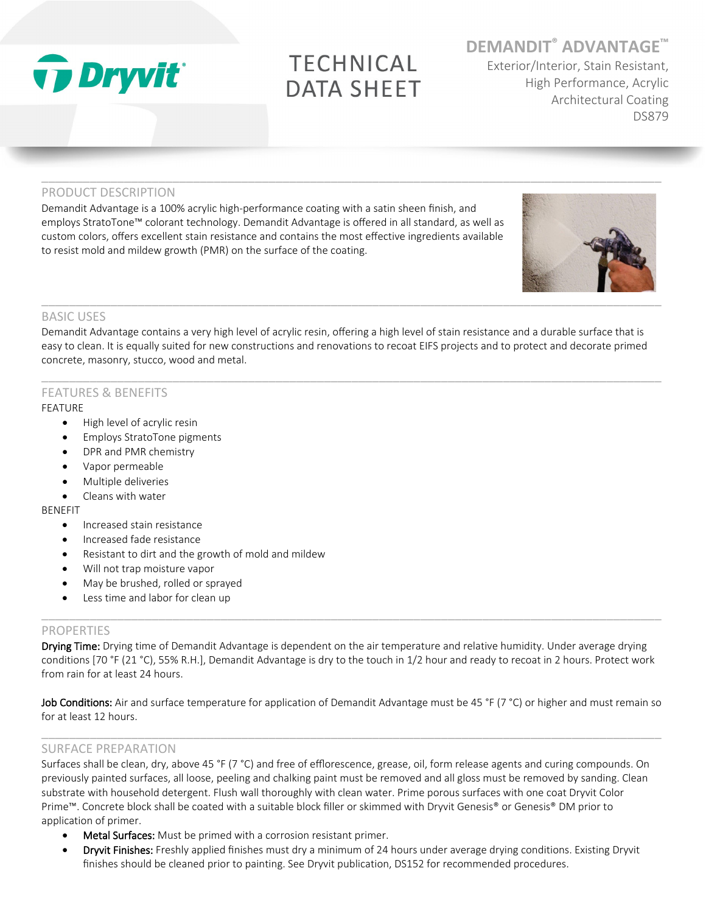# Dryvit

# TECHNICAL DATA SHEET

## DEMANDIT® ADVANTAGE™

Exterior/Interior, Stain Resistant, High Performance, Acrylic Architectural Coating

DS879

## PRODUCT DESCRIPTION

Demandit Advantage is a 100% acrylic high-performance coating with a satin sheen finish, and employs StratoTone™ colorant technology. Demandit Advantage is offered in all standard, as well as custom colors, offers excellent stain resistance and contains the most effective ingredients available to resist mold and mildew growth (PMR) on the surface of the coating.

## BASIC USES

Demandit Advantage contains a very high level of acrylic resin, offering a high level of stain resistance and a durable surface that is easy to clean. It is equally suited for new constructions and renovations to recoat EIFS projects and to protect and decorate primed concrete, masonry, stucco, wood and metal.

## FEATURES & BENEFITS

FEATURE

- High level of acrylic resin
- Employs StratoTone pigments
- DPR and PMR chemistry
- Vapor permeable
- Multiple deliveries
- Cleans with water

BENEFIT

- Increased stain resistance
- Increased fade resistance
- Resistant to dirt and the growth of mold and mildew
- Will not trap moisture vapor
- May be brushed, rolled or sprayed
- Less time and labor for clean up

## PROPERTIES

**Drying Time:** Drying time of Demandit Advantage is dependent on the air temperature and relative humidity. Under average drying conditions [70 °F (21 °C), 55% R.H.], Demandit Advantage is dry to the touch in 1/2 hour and ready to recoat in 2 hours. Protect work from rain for at least 24 hours.

**Job Conditions:** Air and surface temperature for application of Demandit Advantage must be 45 °F (7 °C) or higher and must remain so for at least 12 hours.

## SURFACE PREPARATION

Surfaces shall be clean, dry, above 45 °F (7 °C) and free of efflorescence, grease, oil, form release agents and curing compounds. On previously painted surfaces, all loose, peeling and chalking paint must be removed and all gloss must be removed by sanding. Clean substrate with household detergent. Flush wall thoroughly with clean water. Prime porous surfaces with one coat Dryvit Color Prime™. Concrete block shall be coated with a suitable block filler or skimmed with Dryvit Genesis® or Genesis® DM prior to application of primer.

- **Metal Surfaces:** Must be primed with a corrosion resistant primer.
- **Dryvit Finishes:** Freshly applied finishes must dry a minimum of 24 hours under average drying conditions. Existing Dryvit finishes should be cleaned prior to painting. See Dryvit publication, DS152 for recommended procedures.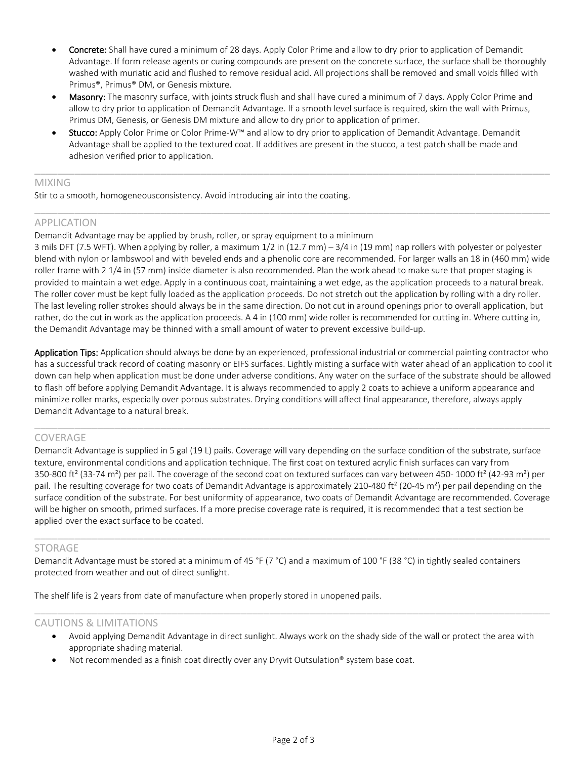- **Concrete:** Shall have cured a minimum of 28 days. Apply Color Prime and allow to dry prior to application of Demandit Advantage. If form release agents or curing compounds are present on the concrete surface, the surface shall be thoroughly washed with muriatic acid and flushed to remove residual acid. All projections shall be removed and small voids filled with Primus®, Primus® DM, or Genesis mixture.
- **Masonry:** The masonry surface, with joints struck flush and shall have cured a minimum of 7 days. Apply Color Prime and allow to dry prior to application of Demandit Advantage. If a smooth level surface is required, skim the wall with Primus, Primus DM, Genesis, or Genesis DM mixture and allow to dry prior to application of primer.
- **Stucco:** Apply Color Prime or Color Prime-W™ and allow to dry prior to application of Demandit Advantage. Demandit Advantage shall be applied to the textured coat. If additives are present in the stucco, a test patch shall be made and adhesion verified prior to application.

## MIXING

Stir to a smooth, homogeneousconsistency. Avoid introducing air into the coating.

## APPLICATION

Demandit Advantage may be applied by brush, roller, or spray equipment to a minimum 3 mils DFT (7.5 WFT). When applying by roller, a maximum 1/2 in (12.7 mm) – 3/4 in (19 mm) nap rollers with polyester or polyester blend with nylon or lambswool and with beveled ends and a phenolic core are recommended. For larger walls an 18 in (460 mm) wide roller frame with 2 1/4 in (57 mm) inside diameter is also recommended. Plan the work ahead to make sure that proper staging is provided to maintain a wet edge. Apply in a continuous coat, maintaining a wet edge, as the application proceeds to a natural break. The roller cover must be kept fully loaded as the application proceeds. Do not stretch out the application by rolling with a dry roller. The last leveling roller strokes should always be in the same direction. Do not cut in around openings prior to overall application, but rather, do the cut in work as the application proceeds. A 4 in (100 mm) wide roller is recommended for cutting in. Where cutting in, the Demandit Advantage may be thinned with a small amount of water to prevent excessive build-up.

**Application Tips:** Application should always be done by an experienced, professional industrial or commercial painting contractor who has a successful track record of coating masonry or EIFS surfaces. Lightly misting a surface with water ahead of an application to cool it down can help when application must be done under adverse conditions. Any water on the surface of the substrate should be allowed to flash off before applying Demandit Advantage. It is always recommended to apply 2 coats to achieve a uniform appearance and minimize roller marks, especially over porous substrates. Drying conditions will affect final appearance, therefore, always apply Demandit Advantage to a natural break.

## COVERAGE

Demandit Advantage is supplied in 5 gal (19 L) pails. Coverage will vary depending on the surface condition of the substrate, surface texture, environmental conditions and application technique. The first coat on textured acrylic finish surfaces can vary from 350-800 ft² (33-74 m²) per pail. The coverage of the second coat on textured surfaces can vary between 450- 1000 ft² (42-93 m²) per pail. The resulting coverage for two coats of Demandit Advantage is approximately 210-480 ft² (20-45 m²) per pail depending on the surface condition of the substrate. For best uniformity of appearance, two coats of Demandit Advantage are recommended. Coverage will be higher on smooth, primed surfaces. If a more precise coverage rate is required, it is recommended that a test section be applied over the exact surface to be coated.

## STORAGE

Demandit Advantage must be stored at a minimum of 45 °F (7 °C) and a maximum of 100 °F (38 °C) in tightly sealed containers protected from weather and out of direct sunlight.

The shelf life is 2 years from date of manufacture when properly stored in unopened pails.

## CAUTIONS & LIMITATIONS

- Avoid applying Demandit Advantage in direct sunlight. Always work on the shady side of the wall or protect the area with appropriate shading material.
- Not recommended as a finish coat directly over any Dryvit Outsulation® system base coat.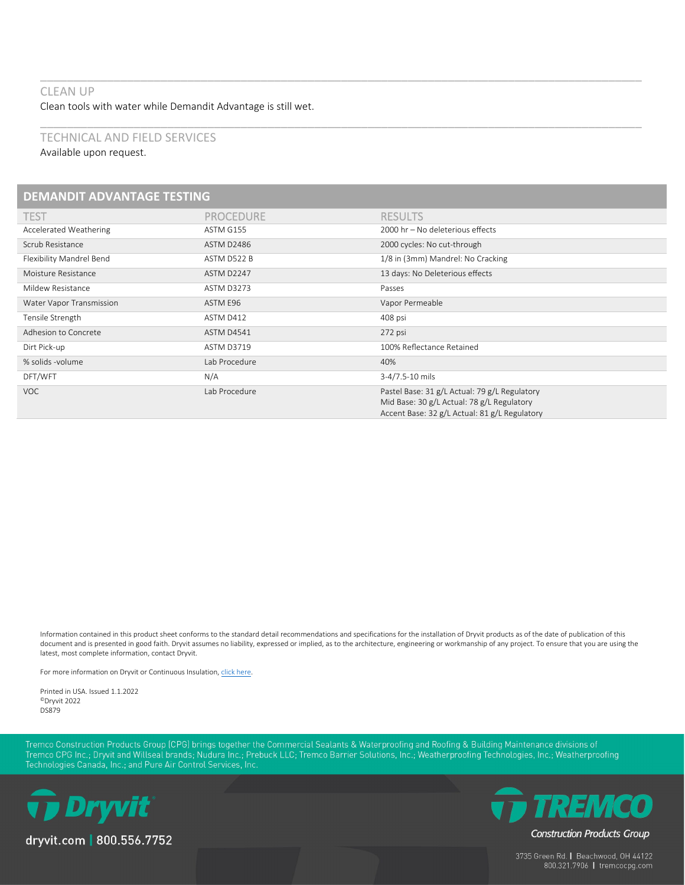## CLEAN UP

Clean tools with water while Demandit Advantage is still wet.

## TECHNICAL AND FIELD SERVICES

Available upon request.

## DEMANDIT ADVANTAGE TESTING

| TEST | PROCEDURE | RESULTS |
|---|---|---|
| Accelerated Weathering | ASTM G155 | 2000 hr – No deleterious effects |
| Scrub Resistance | ASTM D2486 | 2000 cycles: No cut-through |
| Flexibility Mandrel Bend | ASTM D522 B | 1/8 in (3mm) Mandrel: No Cracking |
| Moisture Resistance | ASTM D2247 | 13 days: No Deleterious effects |
| Mildew Resistance | ASTM D3273 | Passes |
| Water Vapor Transmission | ASTM E96 | Vapor Permeable |
| Tensile Strength | ASTM D412 | 408 psi |
| Adhesion to Concrete | ASTM D4541 | 272 psi |
| Dirt Pick-up | ASTM D3719 | 100% Reflectance Retained |
| % solids -volume | Lab Procedure | 40% |
| DFT/WFT | N/A | 3-4/7.5-10 mils |
| VOC | Lab Procedure | Pastel Base: 31 g/L Actual: 79 g/L Regulatory<br>Mid Base: 30 g/L Actual: 78 g/L Regulatory<br>Accent Base: 32 g/L Actual: 81 g/L Regulatory |

Information contained in this product sheet conforms to the standard detail recommendations and specifications for the installation of Dryvit products as of the date of publication of this document and is presented in good faith. Dryvit assumes no liability, expressed or implied, as to the architecture, engineering or workmanship of any project. To ensure that you are using the latest, most complete information, contact Dryvit.

For more information on Dryvit or Continuous Insulation, click here.

Printed in USA. Issued 1.1.2022
©Dryvit 2022
DS879

Tremco Construction Products Group (CPG) brings together the Commercial Sealants & Waterproofing and Roofing & Building Maintenance divisions of Tremco CPG Inc.; Dryvit and Willseal brands; Nudura Inc.; Prebuck LLC; Tremco Barrier Solutions, Inc.; Weatherproofing Technologies, Inc.; Weatherproofing Technologies Canada, Inc.; and Pure Air Control Services, Inc.

Dryvit
dryvit.com | 800.556.7752

TREMCO
Construction Products Group
3735 Green Rd. | Beachwood, OH 44122
800.321.7906 | tremcocpg.com